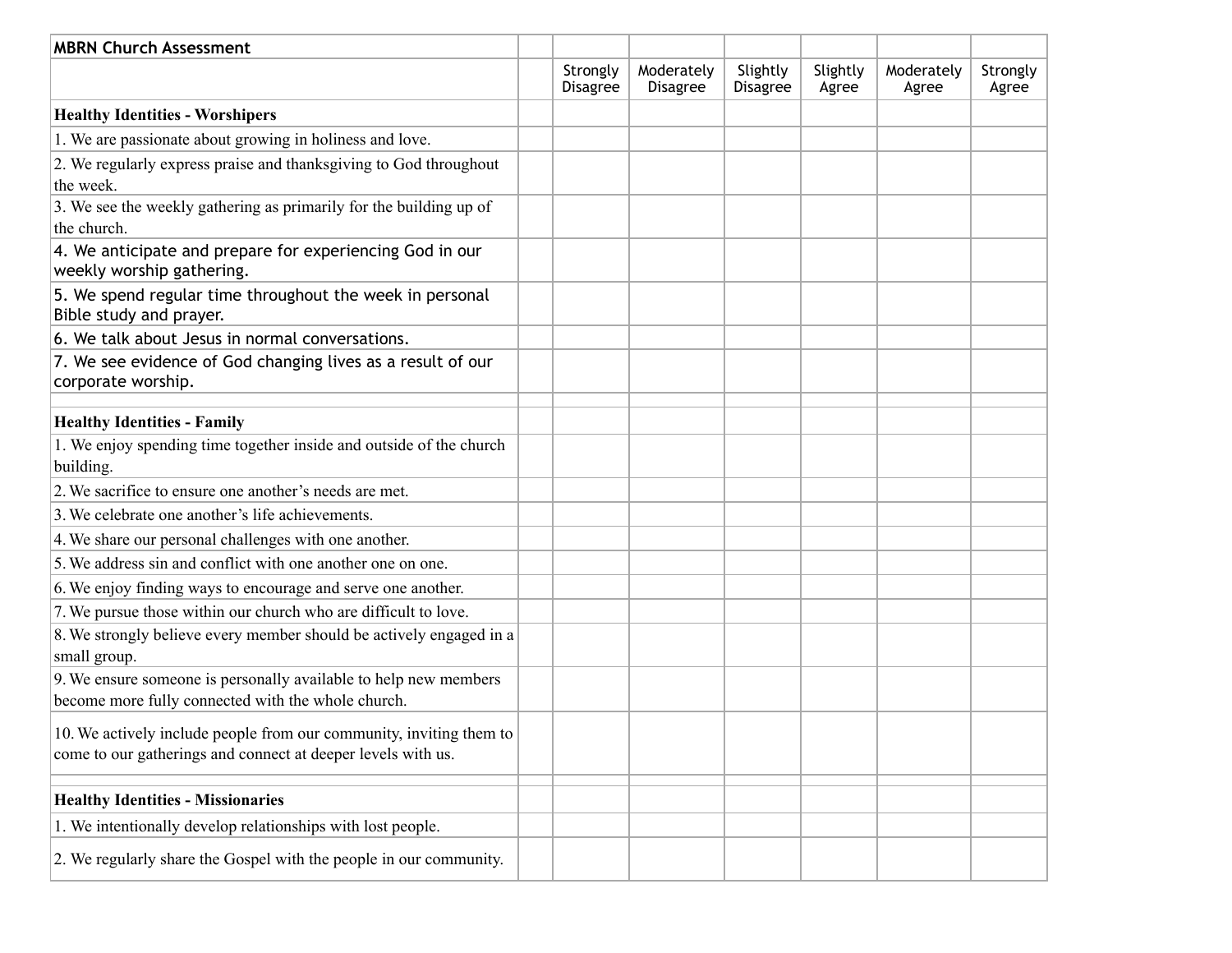| MBRN Church Assessment | | | | | | | |
|---|---|---|---|---|---|---|---|
| | | Strongly Disagree | Moderately Disagree | Slightly Disagree | Slightly Agree | Moderately Agree | Strongly Agree |
| **Healthy Identities - Worshipers** | | | | | | | |
| 1. We are passionate about growing in holiness and love. | | | | | | | |
| 2. We regularly express praise and thanksgiving to God throughout the week. | | | | | | | |
| 3. We see the weekly gathering as primarily for the building up of the church. | | | | | | | |
| 4. We anticipate and prepare for experiencing God in our weekly worship gathering. | | | | | | | |
| 5. We spend regular time throughout the week in personal Bible study and prayer. | | | | | | | |
| 6. We talk about Jesus in normal conversations. | | | | | | | |
| 7. We see evidence of God changing lives as a result of our corporate worship. | | | | | | | |
| | | | | | | | |
| **Healthy Identities - Family** | | | | | | | |
| 1. We enjoy spending time together inside and outside of the church building. | | | | | | | |
| 2. We sacrifice to ensure one another's needs are met. | | | | | | | |
| 3. We celebrate one another's life achievements. | | | | | | | |
| 4. We share our personal challenges with one another. | | | | | | | |
| 5. We address sin and conflict with one another one on one. | | | | | | | |
| 6. We enjoy finding ways to encourage and serve one another. | | | | | | | |
| 7. We pursue those within our church who are difficult to love. | | | | | | | |
| 8. We strongly believe every member should be actively engaged in a small group. | | | | | | | |
| 9. We ensure someone is personally available to help new members become more fully connected with the whole church. | | | | | | | |
| 10. We actively include people from our community, inviting them to come to our gatherings and connect at deeper levels with us. | | | | | | | |
| | | | | | | | |
| **Healthy Identities - Missionaries** | | | | | | | |
| 1. We intentionally develop relationships with lost people. | | | | | | | |
| 2. We regularly share the Gospel with the people in our community. | | | | | | | |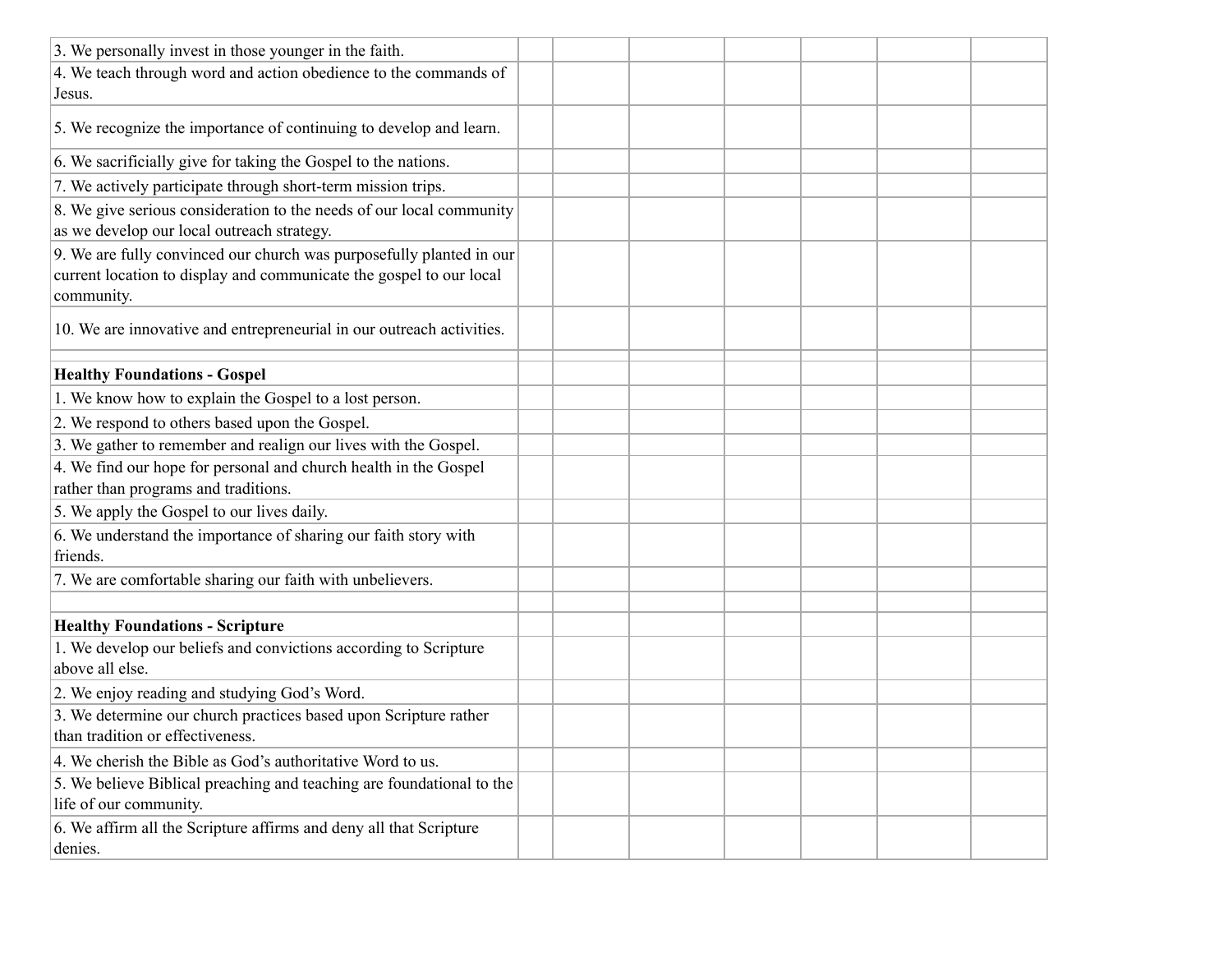| | | | | | | | |
|---|---|---|---|---|---|---|---|
| 3. We personally invest in those younger in the faith. | | | | | | | |
| 4. We teach through word and action obedience to the commands of Jesus. | | | | | | | |
| 5. We recognize the importance of continuing to develop and learn. | | | | | | | |
| 6. We sacrificially give for taking the Gospel to the nations. | | | | | | | |
| 7. We actively participate through short-term mission trips. | | | | | | | |
| 8. We give serious consideration to the needs of our local community as we develop our local outreach strategy. | | | | | | | |
| 9. We are fully convinced our church was purposefully planted in our current location to display and communicate the gospel to our local community. | | | | | | | |
| 10. We are innovative and entrepreneurial in our outreach activities. | | | | | | | |
| | | | | | | | |
| **Healthy Foundations - Gospel** | | | | | | | |
| 1. We know how to explain the Gospel to a lost person. | | | | | | | |
| 2. We respond to others based upon the Gospel. | | | | | | | |
| 3. We gather to remember and realign our lives with the Gospel. | | | | | | | |
| 4. We find our hope for personal and church health in the Gospel rather than programs and traditions. | | | | | | | |
| 5. We apply the Gospel to our lives daily. | | | | | | | |
| 6. We understand the importance of sharing our faith story with friends. | | | | | | | |
| 7. We are comfortable sharing our faith with unbelievers. | | | | | | | |
| | | | | | | | |
| **Healthy Foundations - Scripture** | | | | | | | |
| 1. We develop our beliefs and convictions according to Scripture above all else. | | | | | | | |
| 2. We enjoy reading and studying God's Word. | | | | | | | |
| 3. We determine our church practices based upon Scripture rather than tradition or effectiveness. | | | | | | | |
| 4. We cherish the Bible as God's authoritative Word to us. | | | | | | | |
| 5. We believe Biblical preaching and teaching are foundational to the life of our community. | | | | | | | |
| 6. We affirm all the Scripture affirms and deny all that Scripture denies. | | | | | | | |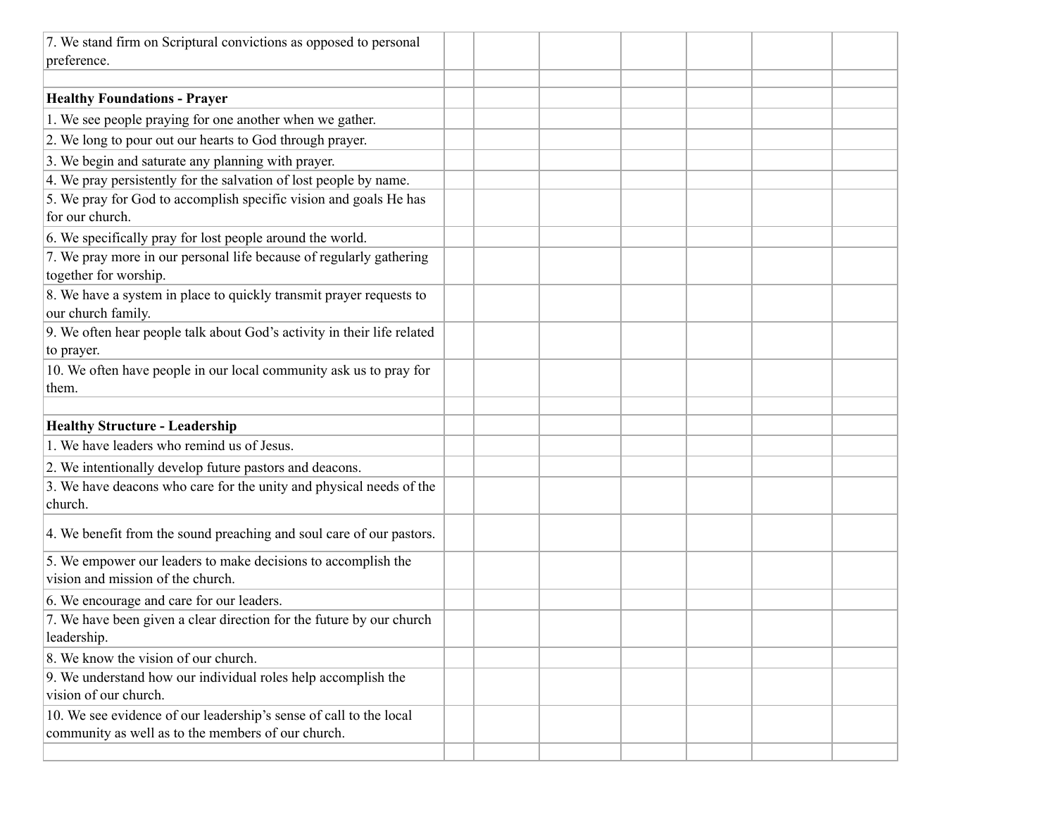| | | | | | | | |
|---|---|---|---|---|---|---|---|
| 7. We stand firm on Scriptural convictions as opposed to personal preference. | | | | | | | |
| | | | | | | | |
| **Healthy Foundations - Prayer** | | | | | | | |
| 1. We see people praying for one another when we gather. | | | | | | | |
| 2. We long to pour out our hearts to God through prayer. | | | | | | | |
| 3. We begin and saturate any planning with prayer. | | | | | | | |
| 4. We pray persistently for the salvation of lost people by name. | | | | | | | |
| 5. We pray for God to accomplish specific vision and goals He has for our church. | | | | | | | |
| 6. We specifically pray for lost people around the world. | | | | | | | |
| 7. We pray more in our personal life because of regularly gathering together for worship. | | | | | | | |
| 8. We have a system in place to quickly transmit prayer requests to our church family. | | | | | | | |
| 9. We often hear people talk about God's activity in their life related to prayer. | | | | | | | |
| 10. We often have people in our local community ask us to pray for them. | | | | | | | |
| | | | | | | | |
| **Healthy Structure - Leadership** | | | | | | | |
| 1. We have leaders who remind us of Jesus. | | | | | | | |
| 2. We intentionally develop future pastors and deacons. | | | | | | | |
| 3. We have deacons who care for the unity and physical needs of the church. | | | | | | | |
| 4. We benefit from the sound preaching and soul care of our pastors. | | | | | | | |
| 5. We empower our leaders to make decisions to accomplish the vision and mission of the church. | | | | | | | |
| 6. We encourage and care for our leaders. | | | | | | | |
| 7. We have been given a clear direction for the future by our church leadership. | | | | | | | |
| 8. We know the vision of our church. | | | | | | | |
| 9. We understand how our individual roles help accomplish the vision of our church. | | | | | | | |
| 10. We see evidence of our leadership's sense of call to the local community as well as to the members of our church. | | | | | | | |
| | | | | | | | |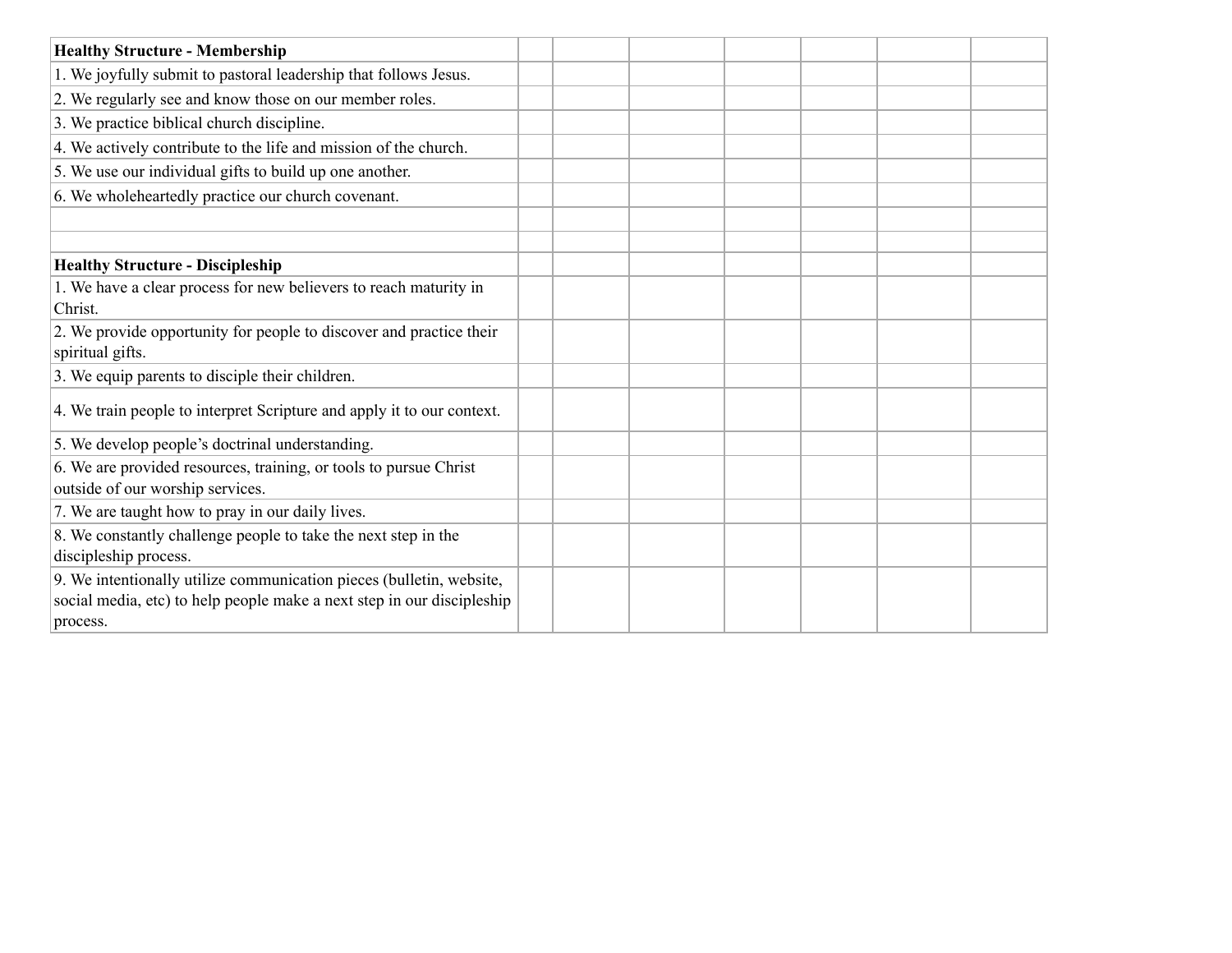| | | | | | | | |
|---|---|---|---|---|---|---|---|
| **Healthy Structure - Membership** | | | | | | | |
| 1. We joyfully submit to pastoral leadership that follows Jesus. | | | | | | | |
| 2. We regularly see and know those on our member roles. | | | | | | | |
| 3. We practice biblical church discipline. | | | | | | | |
| 4. We actively contribute to the life and mission of the church. | | | | | | | |
| 5. We use our individual gifts to build up one another. | | | | | | | |
| 6. We wholeheartedly practice our church covenant. | | | | | | | |
| | | | | | | | |
| | | | | | | | |
| **Healthy Structure - Discipleship** | | | | | | | |
| 1. We have a clear process for new believers to reach maturity in Christ. | | | | | | | |
| 2. We provide opportunity for people to discover and practice their spiritual gifts. | | | | | | | |
| 3. We equip parents to disciple their children. | | | | | | | |
| 4. We train people to interpret Scripture and apply it to our context. | | | | | | | |
| 5. We develop people's doctrinal understanding. | | | | | | | |
| 6. We are provided resources, training, or tools to pursue Christ outside of our worship services. | | | | | | | |
| 7. We are taught how to pray in our daily lives. | | | | | | | |
| 8. We constantly challenge people to take the next step in the discipleship process. | | | | | | | |
| 9. We intentionally utilize communication pieces (bulletin, website, social media, etc) to help people make a next step in our discipleship process. | | | | | | | |